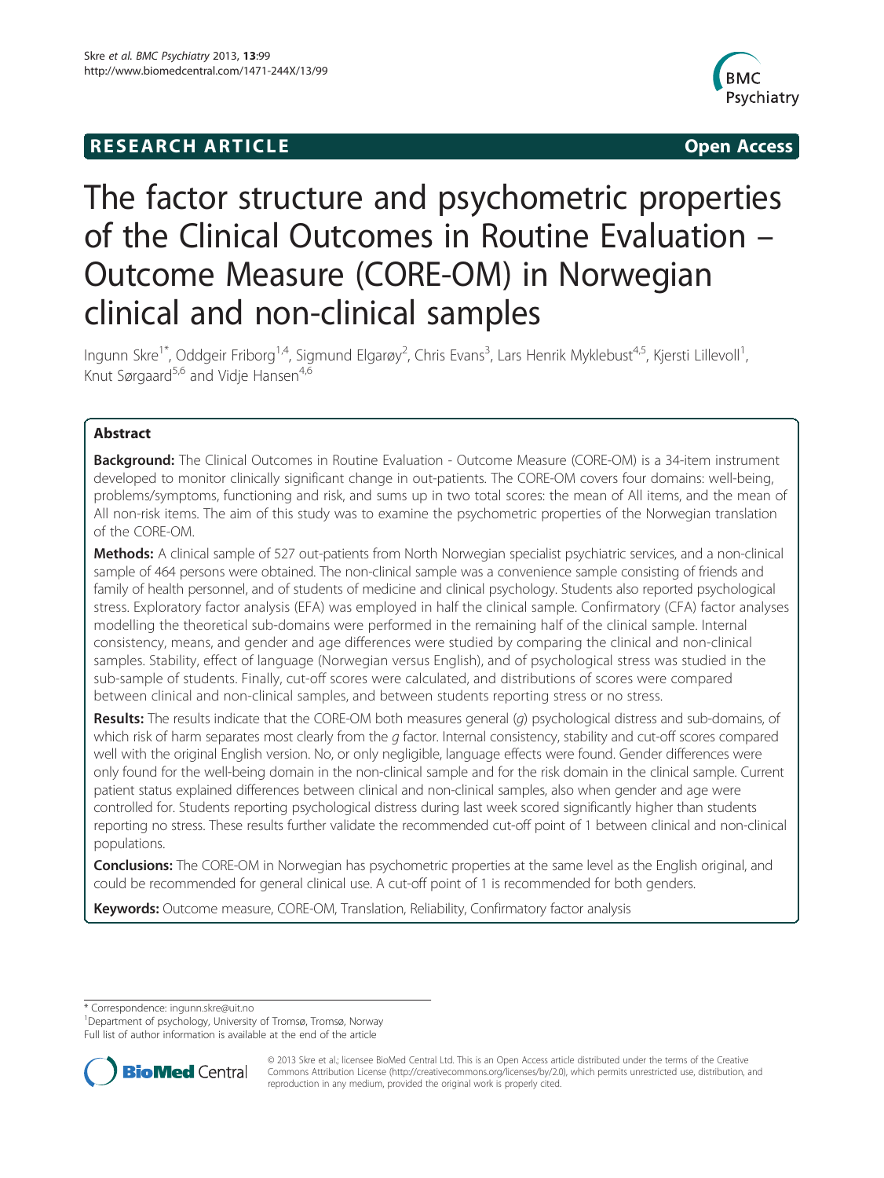**RESEARCH ARTICLE** **Open Access**

# The factor structure and psychometric properties of the Clinical Outcomes in Routine Evaluation – Outcome Measure (CORE-OM) in Norwegian clinical and non-clinical samples

Ingunn Skre[1*], Oddgeir Friborg[1,4], Sigmund Elgarøy[2], Chris Evans[3], Lars Henrik Myklebust[4,5], Kjersti Lillevoll[1], Knut Sørgaard[5,6] and Vidje Hansen[4,6]

## Abstract

**Background:** The Clinical Outcomes in Routine Evaluation - Outcome Measure (CORE-OM) is a 34-item instrument developed to monitor clinically significant change in out-patients. The CORE-OM covers four domains: well-being, problems/symptoms, functioning and risk, and sums up in two total scores: the mean of All items, and the mean of All non-risk items. The aim of this study was to examine the psychometric properties of the Norwegian translation of the CORE-OM.

**Methods:** A clinical sample of 527 out-patients from North Norwegian specialist psychiatric services, and a non-clinical sample of 464 persons were obtained. The non-clinical sample was a convenience sample consisting of friends and family of health personnel, and of students of medicine and clinical psychology. Students also reported psychological stress. Exploratory factor analysis (EFA) was employed in half the clinical sample. Confirmatory (CFA) factor analyses modelling the theoretical sub-domains were performed in the remaining half of the clinical sample. Internal consistency, means, and gender and age differences were studied by comparing the clinical and non-clinical samples. Stability, effect of language (Norwegian versus English), and of psychological stress was studied in the sub-sample of students. Finally, cut-off scores were calculated, and distributions of scores were compared between clinical and non-clinical samples, and between students reporting stress or no stress.

**Results:** The results indicate that the CORE-OM both measures general (*g*) psychological distress and sub-domains, of which risk of harm separates most clearly from the *g* factor. Internal consistency, stability and cut-off scores compared well with the original English version. No, or only negligible, language effects were found. Gender differences were only found for the well-being domain in the non-clinical sample and for the risk domain in the clinical sample. Current patient status explained differences between clinical and non-clinical samples, also when gender and age were controlled for. Students reporting psychological distress during last week scored significantly higher than students reporting no stress. These results further validate the recommended cut-off point of 1 between clinical and non-clinical populations.

**Conclusions:** The CORE-OM in Norwegian has psychometric properties at the same level as the English original, and could be recommended for general clinical use. A cut-off point of 1 is recommended for both genders.

**Keywords:** Outcome measure, CORE-OM, Translation, Reliability, Confirmatory factor analysis

\* Correspondence: ingunn.skre@uit.no
[1]Department of psychology, University of Tromsø, Tromsø, Norway
Full list of author information is available at the end of the article

© 2013 Skre et al.; licensee BioMed Central Ltd. This is an Open Access article distributed under the terms of the Creative Commons Attribution License (http://creativecommons.org/licenses/by/2.0), which permits unrestricted use, distribution, and reproduction in any medium, provided the original work is properly cited.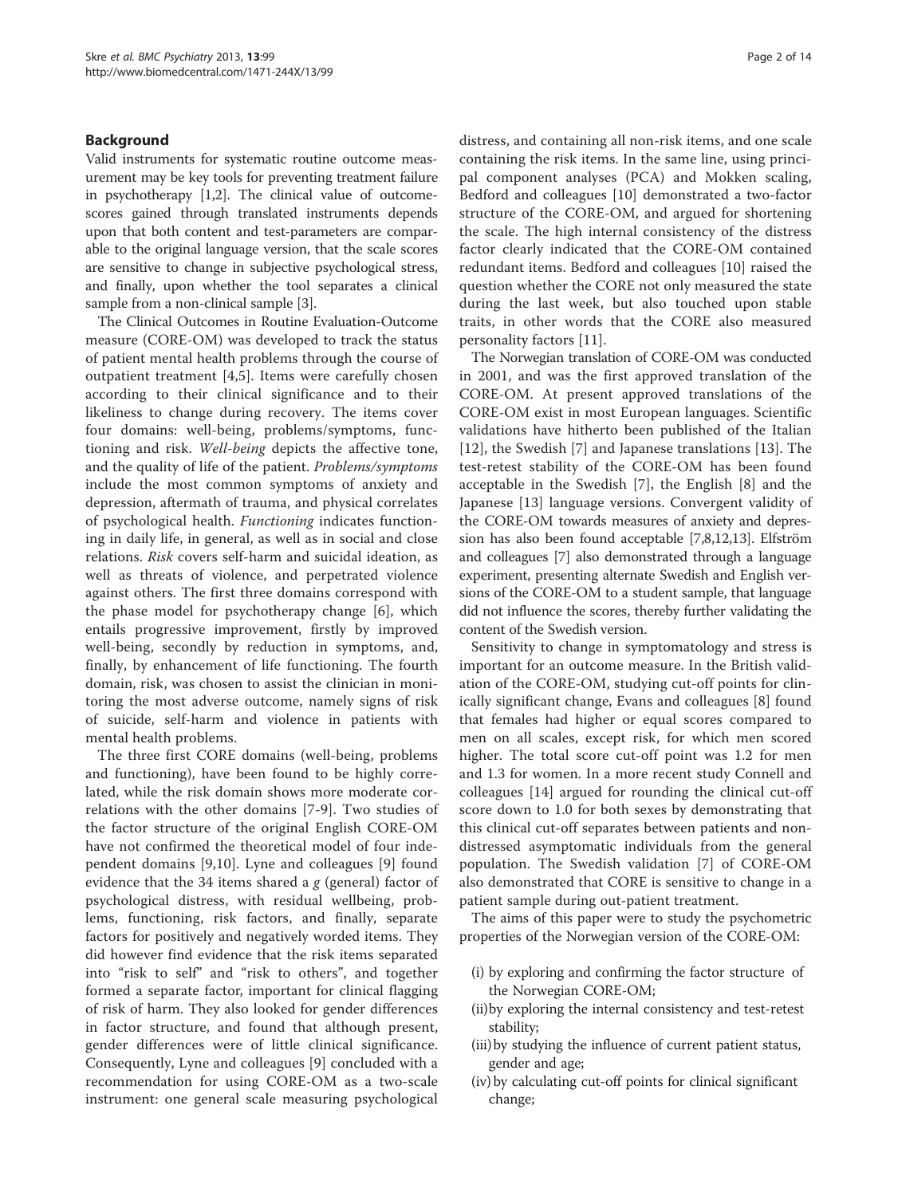## Background

Valid instruments for systematic routine outcome measurement may be key tools for preventing treatment failure in psychotherapy [1,2]. The clinical value of outcome-scores gained through translated instruments depends upon that both content and test-parameters are comparable to the original language version, that the scale scores are sensitive to change in subjective psychological stress, and finally, upon whether the tool separates a clinical sample from a non-clinical sample [3].

The Clinical Outcomes in Routine Evaluation-Outcome measure (CORE-OM) was developed to track the status of patient mental health problems through the course of outpatient treatment [4,5]. Items were carefully chosen according to their clinical significance and to their likeliness to change during recovery. The items cover four domains: well-being, problems/symptoms, functioning and risk. *Well-being* depicts the affective tone, and the quality of life of the patient. *Problems/symptoms* include the most common symptoms of anxiety and depression, aftermath of trauma, and physical correlates of psychological health. *Functioning* indicates functioning in daily life, in general, as well as in social and close relations. *Risk* covers self-harm and suicidal ideation, as well as threats of violence, and perpetrated violence against others. The first three domains correspond with the phase model for psychotherapy change [6], which entails progressive improvement, firstly by improved well-being, secondly by reduction in symptoms, and, finally, by enhancement of life functioning. The fourth domain, risk, was chosen to assist the clinician in monitoring the most adverse outcome, namely signs of risk of suicide, self-harm and violence in patients with mental health problems.

The three first CORE domains (well-being, problems and functioning), have been found to be highly correlated, while the risk domain shows more moderate correlations with the other domains [7-9]. Two studies of the factor structure of the original English CORE-OM have not confirmed the theoretical model of four independent domains [9,10]. Lyne and colleagues [9] found evidence that the 34 items shared a *g* (general) factor of psychological distress, with residual wellbeing, problems, functioning, risk factors, and finally, separate factors for positively and negatively worded items. They did however find evidence that the risk items separated into "risk to self" and "risk to others", and together formed a separate factor, important for clinical flagging of risk of harm. They also looked for gender differences in factor structure, and found that although present, gender differences were of little clinical significance. Consequently, Lyne and colleagues [9] concluded with a recommendation for using CORE-OM as a two-scale instrument: one general scale measuring psychological distress, and containing all non-risk items, and one scale containing the risk items. In the same line, using principal component analyses (PCA) and Mokken scaling, Bedford and colleagues [10] demonstrated a two-factor structure of the CORE-OM, and argued for shortening the scale. The high internal consistency of the distress factor clearly indicated that the CORE-OM contained redundant items. Bedford and colleagues [10] raised the question whether the CORE not only measured the state during the last week, but also touched upon stable traits, in other words that the CORE also measured personality factors [11].

The Norwegian translation of CORE-OM was conducted in 2001, and was the first approved translation of the CORE-OM. At present approved translations of the CORE-OM exist in most European languages. Scientific validations have hitherto been published of the Italian [12], the Swedish [7] and Japanese translations [13]. The test-retest stability of the CORE-OM has been found acceptable in the Swedish [7], the English [8] and the Japanese [13] language versions. Convergent validity of the CORE-OM towards measures of anxiety and depression has also been found acceptable [7,8,12,13]. Elfström and colleagues [7] also demonstrated through a language experiment, presenting alternate Swedish and English versions of the CORE-OM to a student sample, that language did not influence the scores, thereby further validating the content of the Swedish version.

Sensitivity to change in symptomatology and stress is important for an outcome measure. In the British validation of the CORE-OM, studying cut-off points for clinically significant change, Evans and colleagues [8] found that females had higher or equal scores compared to men on all scales, except risk, for which men scored higher. The total score cut-off point was 1.2 for men and 1.3 for women. In a more recent study Connell and colleagues [14] argued for rounding the clinical cut-off score down to 1.0 for both sexes by demonstrating that this clinical cut-off separates between patients and non-distressed asymptomatic individuals from the general population. The Swedish validation [7] of CORE-OM also demonstrated that CORE is sensitive to change in a patient sample during out-patient treatment.

The aims of this paper were to study the psychometric properties of the Norwegian version of the CORE-OM:

- (i) by exploring and confirming the factor structure of the Norwegian CORE-OM;
- (ii) by exploring the internal consistency and test-retest stability;
- (iii) by studying the influence of current patient status, gender and age;
- (iv) by calculating cut-off points for clinical significant change;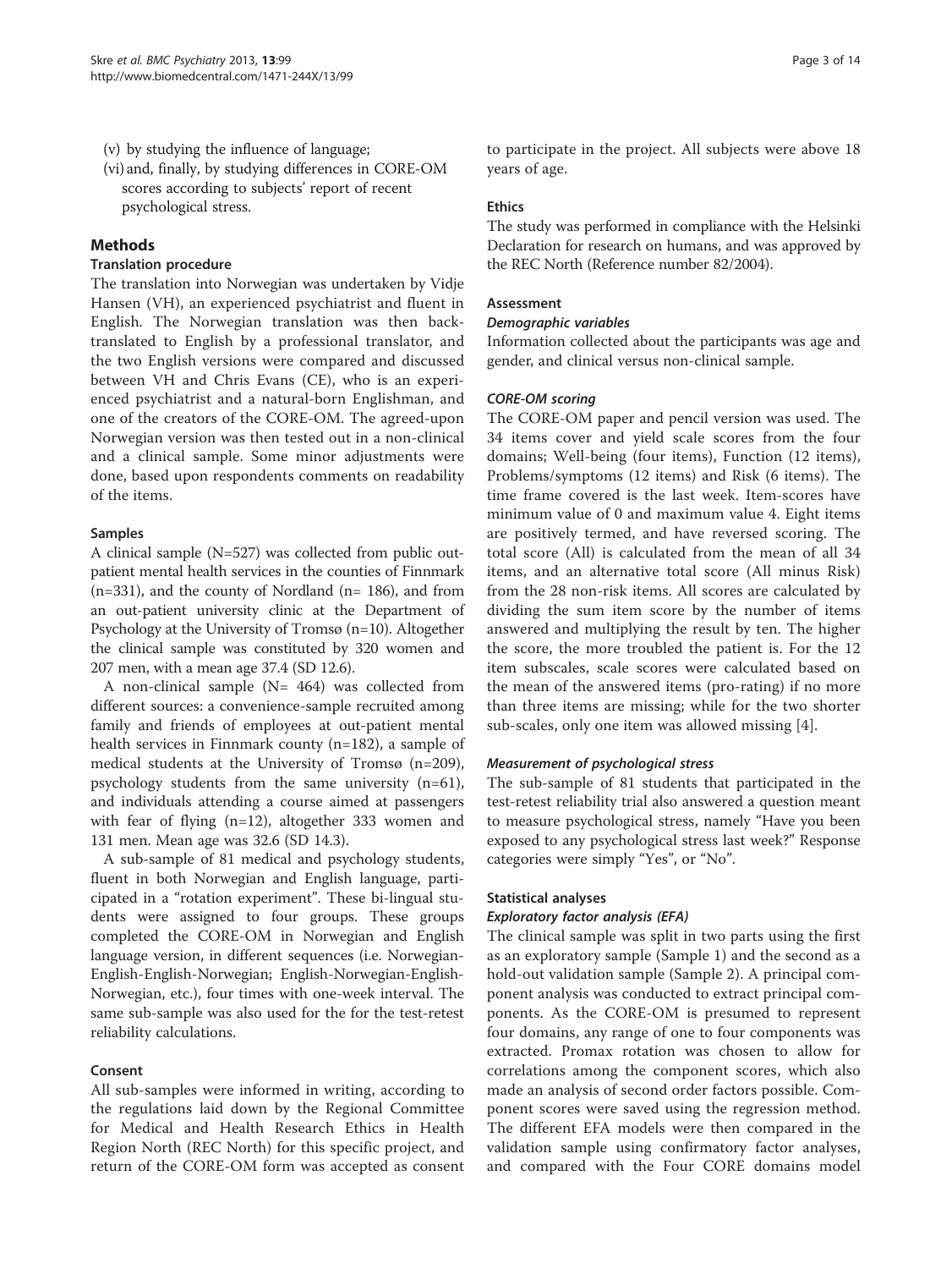(v) by studying the influence of language;

(vi) and, finally, by studying differences in CORE-OM scores according to subjects' report of recent psychological stress.

## Methods

### Translation procedure

The translation into Norwegian was undertaken by Vidje Hansen (VH), an experienced psychiatrist and fluent in English. The Norwegian translation was then back-translated to English by a professional translator, and the two English versions were compared and discussed between VH and Chris Evans (CE), who is an experienced psychiatrist and a natural-born Englishman, and one of the creators of the CORE-OM. The agreed-upon Norwegian version was then tested out in a non-clinical and a clinical sample. Some minor adjustments were done, based upon respondents comments on readability of the items.

### Samples

A clinical sample (N=527) was collected from public outpatient mental health services in the counties of Finnmark (n=331), and the county of Nordland (n= 186), and from an out-patient university clinic at the Department of Psychology at the University of Tromsø (n=10). Altogether the clinical sample was constituted by 320 women and 207 men, with a mean age 37.4 (SD 12.6).

A non-clinical sample (N= 464) was collected from different sources: a convenience-sample recruited among family and friends of employees at out-patient mental health services in Finnmark county (n=182), a sample of medical students at the University of Tromsø (n=209), psychology students from the same university (n=61), and individuals attending a course aimed at passengers with fear of flying (n=12), altogether 333 women and 131 men. Mean age was 32.6 (SD 14.3).

A sub-sample of 81 medical and psychology students, fluent in both Norwegian and English language, participated in a "rotation experiment". These bi-lingual students were assigned to four groups. These groups completed the CORE-OM in Norwegian and English language version, in different sequences (i.e. Norwegian-English-English-Norwegian; English-Norwegian-English-Norwegian, etc.), four times with one-week interval. The same sub-sample was also used for the for the test-retest reliability calculations.

### Consent

All sub-samples were informed in writing, according to the regulations laid down by the Regional Committee for Medical and Health Research Ethics in Health Region North (REC North) for this specific project, and return of the CORE-OM form was accepted as consent to participate in the project. All subjects were above 18 years of age.

### Ethics

The study was performed in compliance with the Helsinki Declaration for research on humans, and was approved by the REC North (Reference number 82/2004).

### Assessment

#### *Demographic variables*

Information collected about the participants was age and gender, and clinical versus non-clinical sample.

#### *CORE-OM scoring*

The CORE-OM paper and pencil version was used. The 34 items cover and yield scale scores from the four domains; Well-being (four items), Function (12 items), Problems/symptoms (12 items) and Risk (6 items). The time frame covered is the last week. Item-scores have minimum value of 0 and maximum value 4. Eight items are positively termed, and have reversed scoring. The total score (All) is calculated from the mean of all 34 items, and an alternative total score (All minus Risk) from the 28 non-risk items. All scores are calculated by dividing the sum item score by the number of items answered and multiplying the result by ten. The higher the score, the more troubled the patient is. For the 12 item subscales, scale scores were calculated based on the mean of the answered items (pro-rating) if no more than three items are missing; while for the two shorter sub-scales, only one item was allowed missing [4].

#### *Measurement of psychological stress*

The sub-sample of 81 students that participated in the test-retest reliability trial also answered a question meant to measure psychological stress, namely "Have you been exposed to any psychological stress last week?" Response categories were simply "Yes", or "No".

### Statistical analyses

#### *Exploratory factor analysis (EFA)*

The clinical sample was split in two parts using the first as an exploratory sample (Sample 1) and the second as a hold-out validation sample (Sample 2). A principal component analysis was conducted to extract principal components. As the CORE-OM is presumed to represent four domains, any range of one to four components was extracted. Promax rotation was chosen to allow for correlations among the component scores, which also made an analysis of second order factors possible. Component scores were saved using the regression method. The different EFA models were then compared in the validation sample using confirmatory factor analyses, and compared with the Four CORE domains model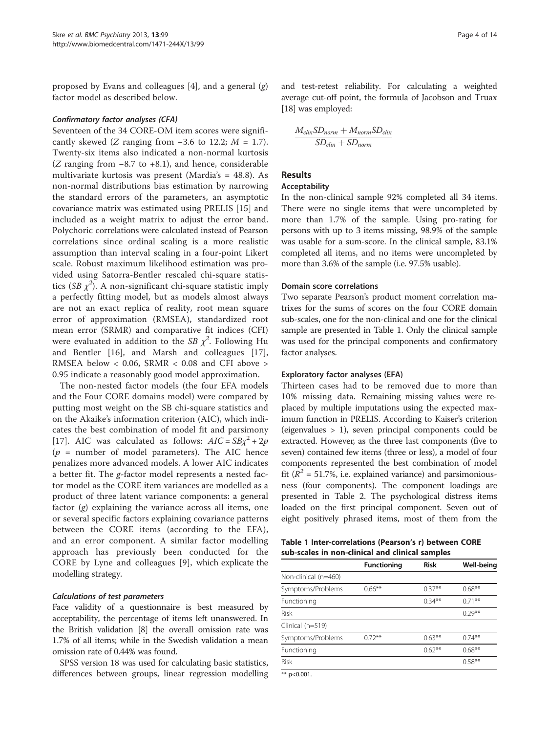proposed by Evans and colleagues [4], and a general ($g$) factor model as described below.

#### *Confirmatory factor analyses (CFA)*

Seventeen of the 34 CORE-OM item scores were significantly skewed ($Z$ ranging from −3.6 to 12.2; $M$ = 1.7). Twenty-six items also indicated a non-normal kurtosis ($Z$ ranging from −8.7 to +8.1), and hence, considerable multivariate kurtosis was present (Mardia's = 48.8). As non-normal distributions bias estimation by narrowing the standard errors of the parameters, an asymptotic covariance matrix was estimated using PRELIS [15] and included as a weight matrix to adjust the error band. Polychoric correlations were calculated instead of Pearson correlations since ordinal scaling is a more realistic assumption than interval scaling in a four-point Likert scale. Robust maximum likelihood estimation was provided using Satorra-Bentler rescaled chi-square statistics ($SB\ \chi^2$). A non-significant chi-square statistic imply a perfectly fitting model, but as models almost always are not an exact replica of reality, root mean square error of approximation (RMSEA), standardized root mean error (SRMR) and comparative fit indices (CFI) were evaluated in addition to the $SB\ \chi^2$. Following Hu and Bentler [16], and Marsh and colleagues [17], RMSEA below < 0.06, SRMR < 0.08 and CFI above > 0.95 indicate a reasonably good model approximation.

The non-nested factor models (the four EFA models and the Four CORE domains model) were compared by putting most weight on the SB chi-square statistics and on the Akaike's information criterion (AIC), which indicates the best combination of model fit and parsimony [17]. AIC was calculated as follows: $AIC = SB\chi^2 + 2p$ ($p$ = number of model parameters). The AIC hence penalizes more advanced models. A lower AIC indicates a better fit. The $g$-factor model represents a nested factor model as the CORE item variances are modelled as a product of three latent variance components: a general factor ($g$) explaining the variance across all items, one or several specific factors explaining covariance patterns between the CORE items (according to the EFA), and an error component. A similar factor modelling approach has previously been conducted for the CORE by Lyne and colleagues [9], which explicate the modelling strategy.

#### *Calculations of test parameters*

Face validity of a questionnaire is best measured by acceptability, the percentage of items left unanswered. In the British validation [8] the overall omission rate was 1.7% of all items; while in the Swedish validation a mean omission rate of 0.44% was found.

SPSS version 18 was used for calculating basic statistics, differences between groups, linear regression modelling and test-retest reliability. For calculating a weighted average cut-off point, the formula of Jacobson and Truax [18] was employed:

$$\frac{M_{clin}SD_{norm} + M_{norm}SD_{clin}}{SD_{clin} + SD_{norm}}$$

## Results

### Acceptability

In the non-clinical sample 92% completed all 34 items. There were no single items that were uncompleted by more than 1.7% of the sample. Using pro-rating for persons with up to 3 items missing, 98.9% of the sample was usable for a sum-score. In the clinical sample, 83.1% completed all items, and no items were uncompleted by more than 3.6% of the sample (i.e. 97.5% usable).

### Domain score correlations

Two separate Pearson's product moment correlation matrixes for the sums of scores on the four CORE domain sub-scales, one for the non-clinical and one for the clinical sample are presented in Table 1. Only the clinical sample was used for the principal components and confirmatory factor analyses.

### Exploratory factor analyses (EFA)

Thirteen cases had to be removed due to more than 10% missing data. Remaining missing values were replaced by multiple imputations using the expected maximum function in PRELIS. According to Kaiser's criterion (eigenvalues > 1), seven principal components could be extracted. However, as the three last components (five to seven) contained few items (three or less), a model of four components represented the best combination of model fit ($R^2$ = 51.7%, i.e. explained variance) and parsimoniousness (four components). The component loadings are presented in Table 2. The psychological distress items loaded on the first principal component. Seven out of eight positively phrased items, most of them from the

**Table 1 Inter-correlations (Pearson's r) between CORE sub-scales in non-clinical and clinical samples**

| | Functioning | Risk | Well-being |
|---|---|---|---|
| Non-clinical (n=460) | | | |
| Symptoms/Problems | 0.66** | 0.37** | 0.68** |
| Functioning | | 0.34** | 0.71** |
| Risk | | | 0.29** |
| Clinical (n=519) | | | |
| Symptoms/Problems | 0.72** | 0.63** | 0.74** |
| Functioning | | 0.62** | 0.68** |
| Risk | | | 0.58** |

** p<0.001.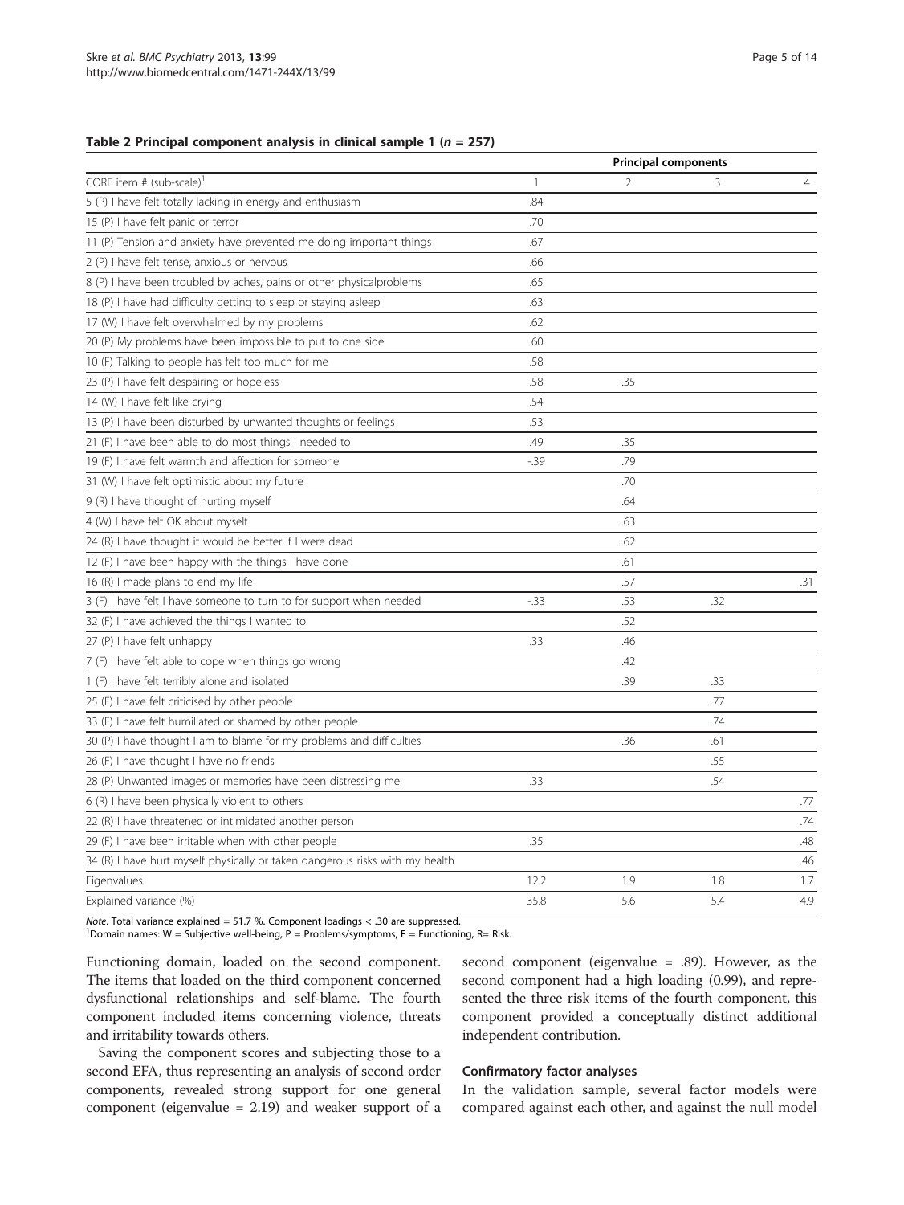**Table 2 Principal component analysis in clinical sample 1 (*n* = 257)**

| CORE item # (sub-scale)[1] | Principal components | | | |
|---|---|---|---|---|
| | 1 | 2 | 3 | 4 |
| 5 (P) I have felt totally lacking in energy and enthusiasm | .84 | | | |
| 15 (P) I have felt panic or terror | .70 | | | |
| 11 (P) Tension and anxiety have prevented me doing important things | .67 | | | |
| 2 (P) I have felt tense, anxious or nervous | .66 | | | |
| 8 (P) I have been troubled by aches, pains or other physicalproblems | .65 | | | |
| 18 (P) I have had difficulty getting to sleep or staying asleep | .63 | | | |
| 17 (W) I have felt overwhelmed by my problems | .62 | | | |
| 20 (P) My problems have been impossible to put to one side | .60 | | | |
| 10 (F) Talking to people has felt too much for me | .58 | | | |
| 23 (P) I have felt despairing or hopeless | .58 | .35 | | |
| 14 (W) I have felt like crying | .54 | | | |
| 13 (P) I have been disturbed by unwanted thoughts or feelings | .53 | | | |
| 21 (F) I have been able to do most things I needed to | .49 | .35 | | |
| 19 (F) I have felt warmth and affection for someone | -.39 | .79 | | |
| 31 (W) I have felt optimistic about my future | | .70 | | |
| 9 (R) I have thought of hurting myself | | .64 | | |
| 4 (W) I have felt OK about myself | | .63 | | |
| 24 (R) I have thought it would be better if I were dead | | .62 | | |
| 12 (F) I have been happy with the things I have done | | .61 | | |
| 16 (R) I made plans to end my life | | .57 | | .31 |
| 3 (F) I have felt I have someone to turn to for support when needed | -.33 | .53 | .32 | |
| 32 (F) I have achieved the things I wanted to | | .52 | | |
| 27 (P) I have felt unhappy | .33 | .46 | | |
| 7 (F) I have felt able to cope when things go wrong | | .42 | | |
| 1 (F) I have felt terribly alone and isolated | | .39 | .33 | |
| 25 (F) I have felt criticised by other people | | | .77 | |
| 33 (F) I have felt humiliated or shamed by other people | | | .74 | |
| 30 (P) I have thought I am to blame for my problems and difficulties | | .36 | .61 | |
| 26 (F) I have thought I have no friends | | | .55 | |
| 28 (P) Unwanted images or memories have been distressing me | .33 | | .54 | |
| 6 (R) I have been physically violent to others | | | | .77 |
| 22 (R) I have threatened or intimidated another person | | | | .74 |
| 29 (F) I have been irritable when with other people | .35 | | | .48 |
| 34 (R) I have hurt myself physically or taken dangerous risks with my health | | | | .46 |
| Eigenvalues | 12.2 | 1.9 | 1.8 | 1.7 |
| Explained variance (%) | 35.8 | 5.6 | 5.4 | 4.9 |

*Note*. Total variance explained = 51.7 %. Component loadings < .30 are suppressed.
[1]Domain names: W = Subjective well-being, P = Problems/symptoms, F = Functioning, R= Risk.

Functioning domain, loaded on the second component. The items that loaded on the third component concerned dysfunctional relationships and self-blame. The fourth component included items concerning violence, threats and irritability towards others.

Saving the component scores and subjecting those to a second EFA, thus representing an analysis of second order components, revealed strong support for one general component (eigenvalue = 2.19) and weaker support of a second component (eigenvalue = .89). However, as the second component had a high loading (0.99), and represented the three risk items of the fourth component, this component provided a conceptually distinct additional independent contribution.

### Confirmatory factor analyses

In the validation sample, several factor models were compared against each other, and against the null model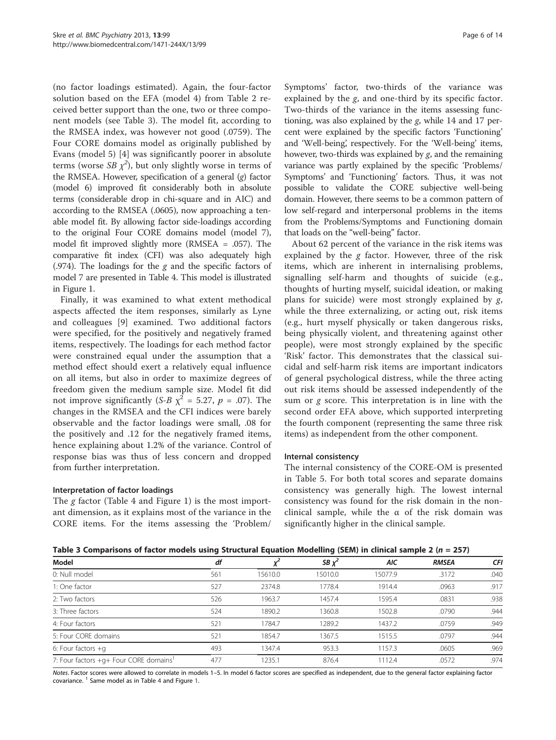(no factor loadings estimated). Again, the four-factor solution based on the EFA (model 4) from Table 2 received better support than the one, two or three component models (see Table 3). The model fit, according to the RMSEA index, was however not good (.0759). The Four CORE domains model as originally published by Evans (model 5) [4] was significantly poorer in absolute terms (worse *SB* $\chi^2$), but only slightly worse in terms of the RMSEA. However, specification of a general (*g*) factor (model 6) improved fit considerably both in absolute terms (considerable drop in chi-square and in AIC) and according to the RMSEA (.0605), now approaching a tenable model fit. By allowing factor side-loadings according to the original Four CORE domains model (model 7), model fit improved slightly more (RMSEA = .057). The comparative fit index (CFI) was also adequately high (.974). The loadings for the *g* and the specific factors of model 7 are presented in Table 4. This model is illustrated in Figure 1.

Finally, it was examined to what extent methodical aspects affected the item responses, similarly as Lyne and colleagues [9] examined. Two additional factors were specified, for the positively and negatively framed items, respectively. The loadings for each method factor were constrained equal under the assumption that a method effect should exert a relatively equal influence on all items, but also in order to maximize degrees of freedom given the medium sample size. Model fit did not improve significantly (*S-B* $\chi^2$ = 5.27, *p* = .07). The changes in the RMSEA and the CFI indices were barely observable and the factor loadings were small, .08 for the positively and .12 for the negatively framed items, hence explaining about 1.2% of the variance. Control of response bias was thus of less concern and dropped from further interpretation.

### Interpretation of factor loadings

The *g* factor (Table 4 and Figure 1) is the most important dimension, as it explains most of the variance in the CORE items. For the items assessing the 'Problem/Symptoms' factor, two-thirds of the variance was explained by the *g*, and one-third by its specific factor. Two-thirds of the variance in the items assessing functioning, was also explained by the *g*, while 14 and 17 percent were explained by the specific factors 'Functioning' and 'Well-being', respectively. For the 'Well-being' items, however, two-thirds was explained by *g*, and the remaining variance was partly explained by the specific 'Problems/Symptoms' and 'Functioning' factors. Thus, it was not possible to validate the CORE subjective well-being domain. However, there seems to be a common pattern of low self-regard and interpersonal problems in the items from the Problems/Symptoms and Functioning domain that loads on the "well-being" factor.

About 62 percent of the variance in the risk items was explained by the *g* factor. However, three of the risk items, which are inherent in internalising problems, signalling self-harm and thoughts of suicide (e.g., thoughts of hurting myself, suicidal ideation, or making plans for suicide) were most strongly explained by *g*, while the three externalizing, or acting out, risk items (e.g., hurt myself physically or taken dangerous risks, being physically violent, and threatening against other people), were most strongly explained by the specific 'Risk' factor. This demonstrates that the classical suicidal and self-harm risk items are important indicators of general psychological distress, while the three acting out risk items should be assessed independently of the sum or *g* score. This interpretation is in line with the second order EFA above, which supported interpreting the fourth component (representing the same three risk items) as independent from the other component.

### Internal consistency

The internal consistency of the CORE-OM is presented in Table 5. For both total scores and separate domains consistency was generally high. The lowest internal consistency was found for the risk domain in the non-clinical sample, while the α of the risk domain was significantly higher in the clinical sample.

**Table 3 Comparisons of factor models using Structural Equation Modelling (SEM) in clinical sample 2 (*n* = 257)**

| Model | *df* | $\chi^2$ | *SB* $\chi^2$ | *AIC* | *RMSEA* | *CFI* |
|---|---|---|---|---|---|---|
| 0: Null model | 561 | 15610.0 | 15010.0 | 15077.9 | .3172 | .040 |
| 1: One factor | 527 | 2374.8 | 1778.4 | 1914.4 | .0963 | .917 |
| 2: Two factors | 526 | 1963.7 | 1457.4 | 1595.4 | .0831 | .938 |
| 3: Three factors | 524 | 1890.2 | 1360.8 | 1502.8 | .0790 | .944 |
| 4: Four factors | 521 | 1784.7 | 1289.2 | 1437.2 | .0759 | .949 |
| 5: Four CORE domains | 521 | 1854.7 | 1367.5 | 1515.5 | .0797 | .944 |
| 6: Four factors +g | 493 | 1347.4 | 953.3 | 1157.3 | .0605 | .969 |
| 7: Four factors +g+ Four CORE domains[1] | 477 | 1235.1 | 876.4 | 1112.4 | .0572 | .974 |

*Notes*. Factor scores were allowed to correlate in models 1–5. In model 6 factor scores are specified as independent, due to the general factor explaining factor covariance. [1] Same model as in Table 4 and Figure 1.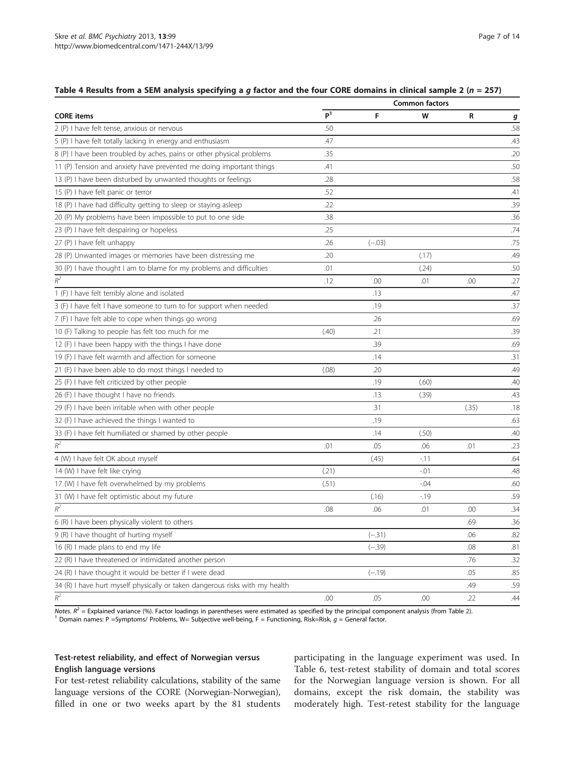**Table 4 Results from a SEM analysis specifying a *g* factor and the four CORE domains in clinical sample 2 ($n$ = 257)**

| CORE items | Common factors | | | | |
|---|---|---|---|---|---|
| | P[1] | F | W | R | *g* |
| 2 (P) I have felt tense, anxious or nervous | .50 | | | | .58 |
| 5 (P) I have felt totally lacking in energy and enthusiasm | .47 | | | | .43 |
| 8 (P) I have been troubled by aches, pains or other physical problems | .35 | | | | .20 |
| 11 (P) Tension and anxiety have prevented me doing important things | .41 | | | | .50 |
| 13 (P) I have been disturbed by unwanted thoughts or feelings | .28 | | | | .58 |
| 15 (P) I have felt panic or terror | .52 | | | | .41 |
| 18 (P) I have had difficulty getting to sleep or staying asleep | .22 | | | | .39 |
| 20 (P) My problems have been impossible to put to one side | .38 | | | | .36 |
| 23 (P) I have felt despairing or hopeless | .25 | | | | .74 |
| 27 (P) I have felt unhappy | .26 | (−.03) | | | .75 |
| 28 (P) Unwanted images or memories have been distressing me | .20 | | (.17) | | .49 |
| 30 (P) I have thought I am to blame for my problems and difficulties | .01 | | (.24) | | .50 |
| $R^2$ | .12 | .00 | .01 | .00 | .27 |
| 1 (F) I have felt terribly alone and isolated | | .13 | | | .47 |
| 3 (F) I have felt I have someone to turn to for support when needed | | .19 | | | .37 |
| 7 (F) I have felt able to cope when things go wrong | | .26 | | | .69 |
| 10 (F) Talking to people has felt too much for me | (.40) | .21 | | | .39 |
| 12 (F) I have been happy with the things I have done | | .39 | | | .69 |
| 19 (F) I have felt warmth and affection for someone | | .14 | | | .31 |
| 21 (F) I have been able to do most things I needed to | (.08) | .20 | | | .49 |
| 25 (F) I have felt criticized by other people | | .19 | (.60) | | .40 |
| 26 (F) I have thought I have no friends | | .13 | (.39) | | .43 |
| 29 (F) I have been irritable when with other people | | .31 | | (.35) | .18 |
| 32 (F) I have achieved the things I wanted to | | .19 | | | .63 |
| 33 (F) I have felt humiliated or shamed by other people | | .14 | (.50) | | .40 |
| $R^2$ | .01 | .05 | .06 | .01 | .23 |
| 4 (W) I have felt OK about myself | | (.45) | -.11 | | .64 |
| 14 (W) I have felt like crying | (.21) | | -.01 | | .48 |
| 17 (W) I have felt overwhelmed by my problems | (.51) | | -.04 | | .60 |
| 31 (W) I have felt optimistic about my future | | (.16) | -.19 | | .59 |
| $R^2$ | .08 | .06 | .01 | .00 | .34 |
| 6 (R) I have been physically violent to others | | | | .69 | .36 |
| 9 (R) I have thought of hurting myself | | (−.31) | | .06 | .82 |
| 16 (R) I made plans to end my life | | (−.39) | | .08 | .81 |
| 22 (R) I have threatened or intimidated another person | | | | .76 | .32 |
| 24 (R) I have thought it would be better if I were dead | | (−.19) | | .05 | .85 |
| 34 (R) I have hurt myself physically or taken dangerous risks with my health | | | | .49 | .59 |
| $R^2$ | .00 | .05 | .00 | .22 | .44 |

*Notes*. $R^2$ = Explained variance (%). Factor loadings in parentheses were estimated as specified by the principal component analysis (from Table 2).
[1] Domain names: P =Symptoms/ Problems, W= Subjective well-being, F = Functioning, Risk=Risk, *g* = General factor.

### Test-retest reliability, and effect of Norwegian versus English language versions

For test-retest reliability calculations, stability of the same language versions of the CORE (Norwegian-Norwegian), filled in one or two weeks apart by the 81 students participating in the language experiment was used. In Table 6, test-retest stability of domain and total scores for the Norwegian language version is shown. For all domains, except the risk domain, the stability was moderately high. Test-retest stability for the language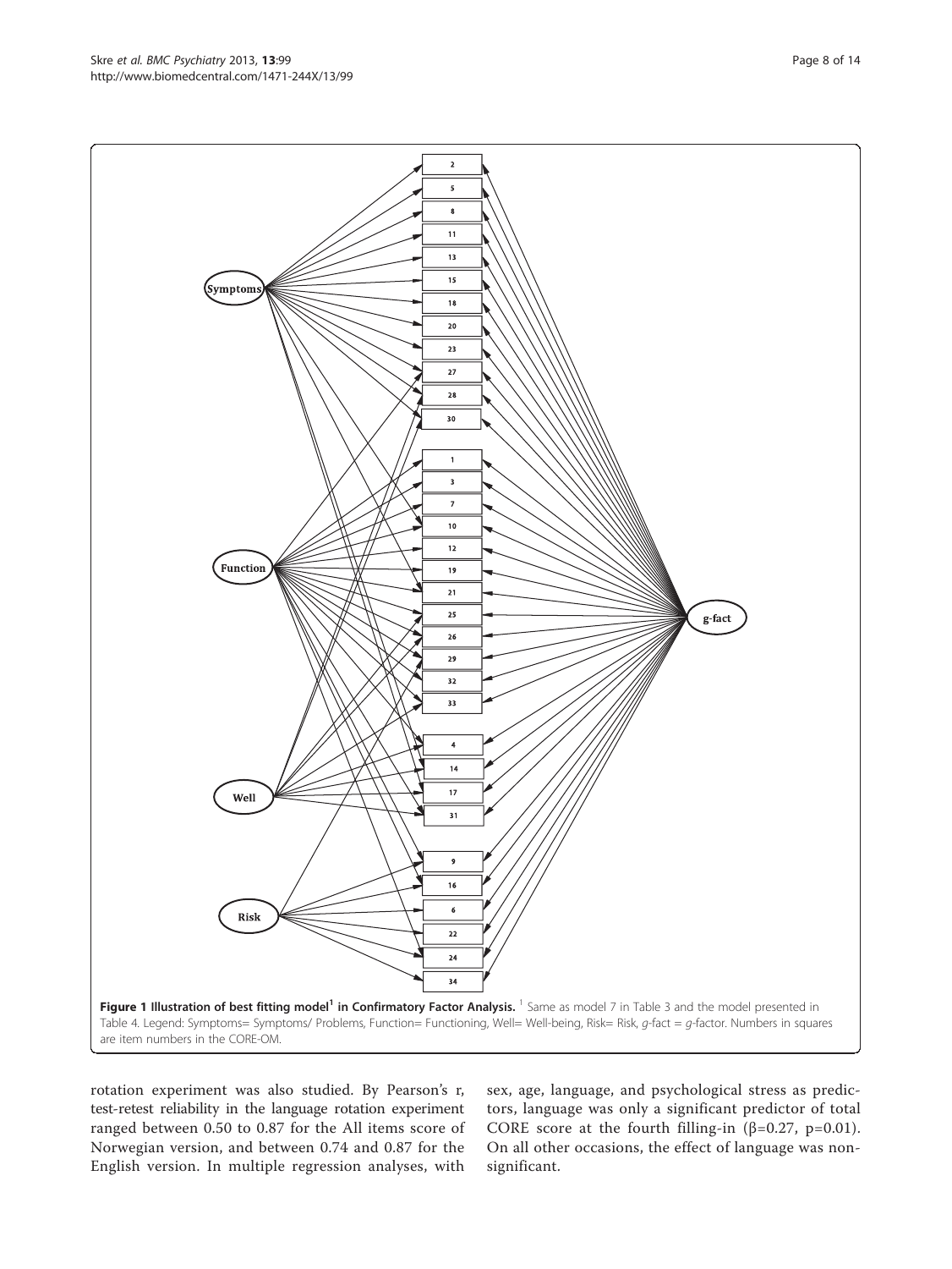**Figure 1 Illustration of best fitting model[1] in Confirmatory Factor Analysis.** [1] Same as model 7 in Table 3 and the model presented in Table 4. Legend: Symptoms= Symptoms/ Problems, Function= Functioning, Well= Well-being, Risk= Risk, *g*-fact = *g*-factor. Numbers in squares are item numbers in the CORE-OM.

rotation experiment was also studied. By Pearson's r, test-retest reliability in the language rotation experiment ranged between 0.50 to 0.87 for the All items score of Norwegian version, and between 0.74 and 0.87 for the English version. In multiple regression analyses, with sex, age, language, and psychological stress as predictors, language was only a significant predictor of total CORE score at the fourth filling-in ($\beta$=0.27, p=0.01). On all other occasions, the effect of language was non-significant.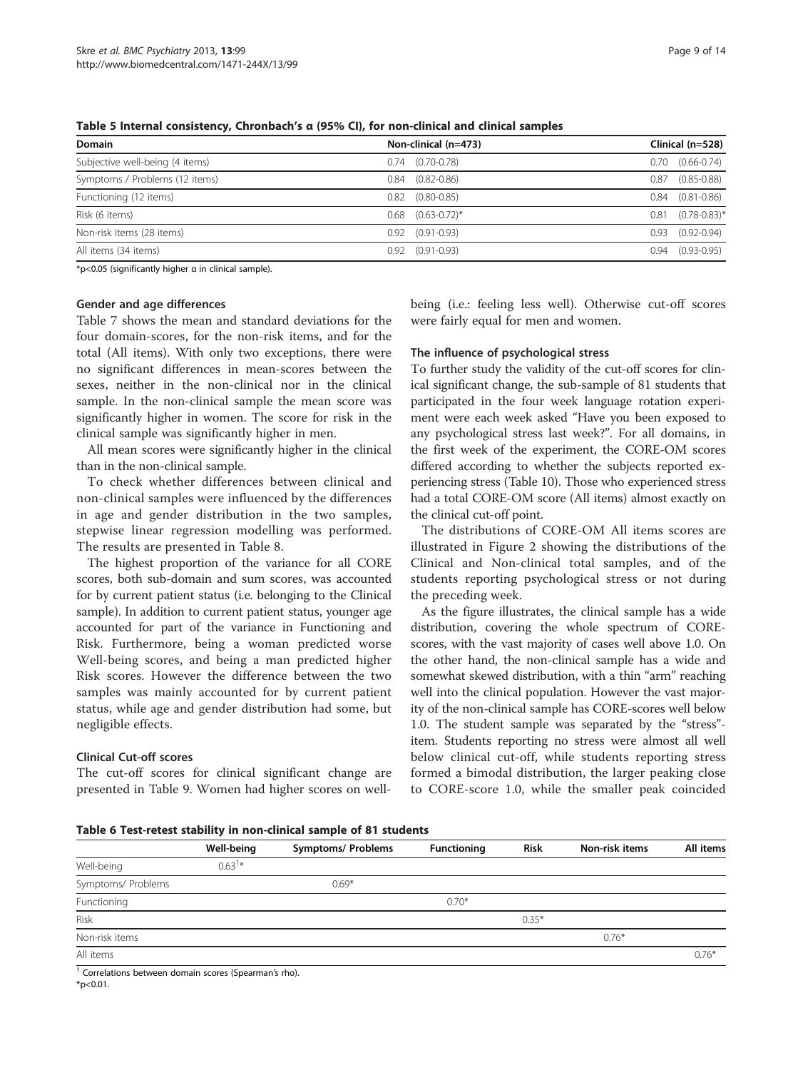**Table 5 Internal consistency, Chronbach's α (95% CI), for non-clinical and clinical samples**

| Domain | Non-clinical (n=473) | Clinical (n=528) |
|---|---|---|
| Subjective well-being (4 items) | 0.74 (0.70-0.78) | 0.70 (0.66-0.74) |
| Symptoms / Problems (12 items) | 0.84 (0.82-0.86) | 0.87 (0.85-0.88) |
| Functioning (12 items) | 0.82 (0.80-0.85) | 0.84 (0.81-0.86) |
| Risk (6 items) | 0.68 (0.63-0.72)* | 0.81 (0.78-0.83)* |
| Non-risk items (28 items) | 0.92 (0.91-0.93) | 0.93 (0.92-0.94) |
| All items (34 items) | 0.92 (0.91-0.93) | 0.94 (0.93-0.95) |

*p<0.05 (significantly higher α in clinical sample).

#### Gender and age differences

Table 7 shows the mean and standard deviations for the four domain-scores, for the non-risk items, and for the total (All items). With only two exceptions, there were no significant differences in mean-scores between the sexes, neither in the non-clinical nor in the clinical sample. In the non-clinical sample the mean score was significantly higher in women. The score for risk in the clinical sample was significantly higher in men.

All mean scores were significantly higher in the clinical than in the non-clinical sample.

To check whether differences between clinical and non-clinical samples were influenced by the differences in age and gender distribution in the two samples, stepwise linear regression modelling was performed. The results are presented in Table 8.

The highest proportion of the variance for all CORE scores, both sub-domain and sum scores, was accounted for by current patient status (i.e. belonging to the Clinical sample). In addition to current patient status, younger age accounted for part of the variance in Functioning and Risk. Furthermore, being a woman predicted worse Well-being scores, and being a man predicted higher Risk scores. However the difference between the two samples was mainly accounted for by current patient status, while age and gender distribution had some, but negligible effects.

#### Clinical Cut-off scores

The cut-off scores for clinical significant change are presented in Table 9. Women had higher scores on well-being (i.e.: feeling less well). Otherwise cut-off scores were fairly equal for men and women.

#### The influence of psychological stress

To further study the validity of the cut-off scores for clinical significant change, the sub-sample of 81 students that participated in the four week language rotation experiment were each week asked "Have you been exposed to any psychological stress last week?". For all domains, in the first week of the experiment, the CORE-OM scores differed according to whether the subjects reported experiencing stress (Table 10). Those who experienced stress had a total CORE-OM score (All items) almost exactly on the clinical cut-off point.

The distributions of CORE-OM All items scores are illustrated in Figure 2 showing the distributions of the Clinical and Non-clinical total samples, and of the students reporting psychological stress or not during the preceding week.

As the figure illustrates, the clinical sample has a wide distribution, covering the whole spectrum of CORE-scores, with the vast majority of cases well above 1.0. On the other hand, the non-clinical sample has a wide and somewhat skewed distribution, with a thin "arm" reaching well into the clinical population. However the vast majority of the non-clinical sample has CORE-scores well below 1.0. The student sample was separated by the "stress"-item. Students reporting no stress were almost all well below clinical cut-off, while students reporting stress formed a bimodal distribution, the larger peaking close to CORE-score 1.0, while the smaller peak coincided

**Table 6 Test-retest stability in non-clinical sample of 81 students**

| | Well-being | Symptoms/ Problems | Functioning | Risk | Non-risk items | All items |
|---|---|---|---|---|---|---|
| Well-being | 0.63[1]* | | | | | |
| Symptoms/ Problems | | 0.69* | | | | |
| Functioning | | | 0.70* | | | |
| Risk | | | | 0.35* | | |
| Non-risk items | | | | | 0.76* | |
| All items | | | | | | 0.76* |

[1] Correlations between domain scores (Spearman's rho).
*p<0.01.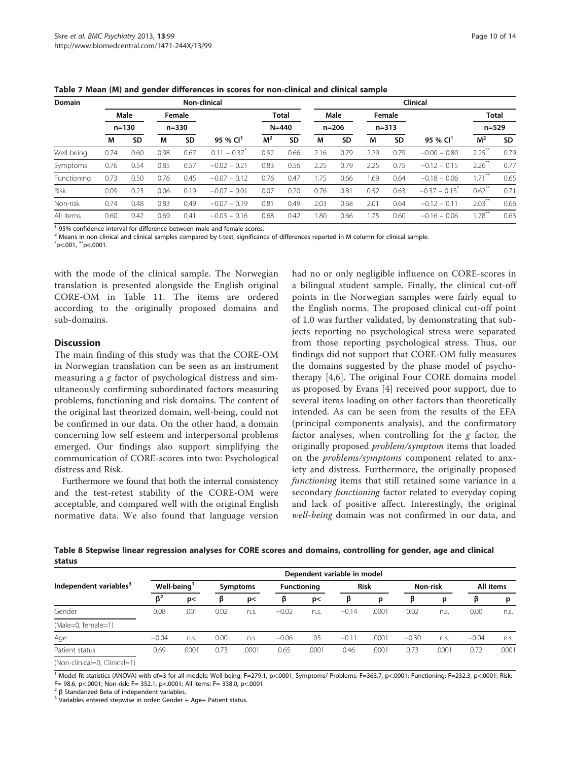**Table 7 Mean (M) and gender differences in scores for non-clinical and clinical sample**

| Domain | Non-clinical | | | | | | | Clinical | | | | | | |
|---|---|---|---|---|---|---|---|---|---|---|---|---|---|---|
| | Male | | Female | | | Total | | Male | | Female | | | Total | |
| | n=130 | | n=330 | | | N=440 | | n=206 | | n=313 | | | n=529 | |
| | M | SD | M | SD | 95 % CI[1] | M[2] | SD | M | SD | M | SD | 95 % CI[1] | M[2] | SD |
| Well-being | 0.74 | 0.60 | 0.98 | 0.67 | 0.11 – 0.37* | 0.92 | 0.66 | 2.16 | 0.79 | 2.29 | 0.79 | −0.00 – 0.80 | 2.25** | 0.79 |
| Symptoms | 0.76 | 0.54 | 0.85 | 0.57 | −0.02 – 0.21 | 0.83 | 0.56 | 2.25 | 0.79 | 2.25 | 0.75 | −0.12 – 0.15 | 2.26** | 0.77 |
| Functioning | 0.73 | 0.50 | 0.76 | 0.45 | −0.07 – 0.12 | 0.76 | 0.47 | 1.75 | 0.66 | 1.69 | 0.64 | −0.18 – 0.06 | 1.71** | 0.65 |
| Risk | 0.09 | 0.23 | 0.06 | 0.19 | −0.07 – 0.01 | 0.07 | 0.20 | 0.76 | 0.81 | 0.52 | 0.63 | −0.37 – 0.13* | 0.62** | 0.71 |
| Non-risk | 0.74 | 0.48 | 0.83 | 0.49 | −0.07 – 0.19 | 0.81 | 0.49 | 2.03 | 0.68 | 2.01 | 0.64 | −0.12 – 0.11 | 2.03** | 0.66 |
| All items | 0.60 | 0.42 | 0.69 | 0.41 | −0.03 – 0.16 | 0.68 | 0.42 | 1.80 | 0.66 | 1.75 | 0.60 | −0.16 – 0.06 | 1.78** | 0.63 |

[1] 95% confidence interval for difference between male and female scores.
[2] Means in non-clinical and clinical samples compared by t-test, significance of differences reported in M column for clinical sample.
*p<.001, **p<.0001.

with the mode of the clinical sample. The Norwegian translation is presented alongside the English original CORE-OM in Table 11. The items are ordered according to the originally proposed domains and sub-domains.

## Discussion

The main finding of this study was that the CORE-OM in Norwegian translation can be seen as an instrument measuring a *g* factor of psychological distress and simultaneously confirming subordinated factors measuring problems, functioning and risk domains. The content of the original last theorized domain, well-being, could not be confirmed in our data. On the other hand, a domain concerning low self esteem and interpersonal problems emerged. Our findings also support simplifying the communication of CORE-scores into two: Psychological distress and Risk.

Furthermore we found that both the internal consistency and the test-retest stability of the CORE-OM were acceptable, and compared well with the original English normative data. We also found that language version had no or only negligible influence on CORE-scores in a bilingual student sample. Finally, the clinical cut-off points in the Norwegian samples were fairly equal to the English norms. The proposed clinical cut-off point of 1.0 was further validated, by demonstrating that subjects reporting no psychological stress were separated from those reporting psychological stress. Thus, our findings did not support that CORE-OM fully measures the domains suggested by the phase model of psychotherapy [4,6]. The original Four CORE domains model as proposed by Evans [4] received poor support, due to several items loading on other factors than theoretically intended. As can be seen from the results of the EFA (principal components analysis), and the confirmatory factor analyses, when controlling for the *g* factor, the originally proposed *problem/symptom* items that loaded on the *problems/symptoms* component related to anxiety and distress. Furthermore, the originally proposed *functioning* items that still retained some variance in a secondary *functioning* factor related to everyday coping and lack of positive affect. Interestingly, the original *well-being* domain was not confirmed in our data, and

**Table 8 Stepwise linear regression analyses for CORE scores and domains, controlling for gender, age and clinical status**

| Independent variables[3] | Dependent variable in model | | | | | | | | | | | |
|---|---|---|---|---|---|---|---|---|---|---|---|---|
| | Well-being[1] | | Symptoms | | Functioning | | Risk | | Non-risk | | All items | |
| | β[2] | p< | β | p< | β | p< | β | p | β | p | β | p |
| Gender (Male=0, female=1) | 0.08 | .001 | 0.02 | n.s. | −0.02 | n.s. | −0.14 | .0001 | 0.02 | n.s. | 0.00 | n.s. |
| Age | −0.04 | n.s. | 0.00 | n.s. | −0.06 | .05 | −0.11 | .0001 | −0.30 | n.s. | −0.04 | n.s. |
| Patient status (Non-clinical=0, Clinical=1) | 0.69 | .0001 | 0.73 | .0001 | 0.65 | .0001 | 0.46 | .0001 | 0.73 | .0001 | 0.72 | .0001 |

[1] Model fit statistics (ANOVA) with df=3 for all models: Well-being: F=279.1, p<.0001; Symptoms/ Problems: F=363.7, p<.0001; Functioning: F=232.3, p<.0001; Risk: F= 98.6, p<.0001; Non-risk: F= 352.1, p<.0001; All items: F= 338.0, p<.0001.
[2] β Standarized Beta of independent variables.
[3] Variables entered stepwise in order: Gender + Age+ Patient status.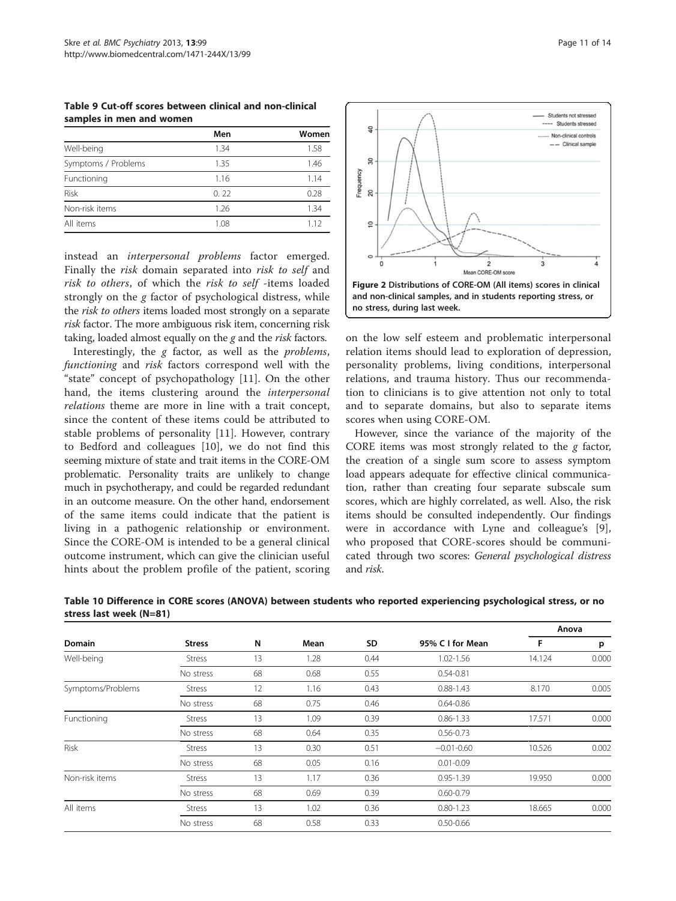**Table 9 Cut-off scores between clinical and non-clinical samples in men and women**

| | Men | Women |
|---|---|---|
| Well-being | 1.34 | 1.58 |
| Symptoms / Problems | 1.35 | 1.46 |
| Functioning | 1.16 | 1.14 |
| Risk | 0. 22 | 0.28 |
| Non-risk items | 1.26 | 1.34 |
| All items | 1.08 | 1.12 |

instead an *interpersonal problems* factor emerged. Finally the *risk* domain separated into *risk to self* and *risk to others*, of which the *risk to self* -items loaded strongly on the *g* factor of psychological distress, while the *risk to others* items loaded most strongly on a separate *risk* factor. The more ambiguous risk item, concerning risk taking, loaded almost equally on the *g* and the *risk* factors.

Interestingly, the *g* factor, as well as the *problems*, *functioning* and *risk* factors correspond well with the "state" concept of psychopathology [11]. On the other hand, the items clustering around the *interpersonal relations* theme are more in line with a trait concept, since the content of these items could be attributed to stable problems of personality [11]. However, contrary to Bedford and colleagues [10], we do not find this seeming mixture of state and trait items in the CORE-OM problematic. Personality traits are unlikely to change much in psychotherapy, and could be regarded redundant in an outcome measure. On the other hand, endorsement of the same items could indicate that the patient is living in a pathogenic relationship or environment. Since the CORE-OM is intended to be a general clinical outcome instrument, which can give the clinician useful hints about the problem profile of the patient, scoring on the low self esteem and problematic interpersonal relation items should lead to exploration of depression, personality problems, living conditions, interpersonal relations, and trauma history. Thus our recommendation to clinicians is to give attention not only to total and to separate domains, but also to separate items scores when using CORE-OM.

**Figure 2 Distributions of CORE-OM (All items) scores in clinical and non-clinical samples, and in students reporting stress, or no stress, during last week.**

However, since the variance of the majority of the CORE items was most strongly related to the *g* factor, the creation of a single sum score to assess symptom load appears adequate for effective clinical communication, rather than creating four separate subscale sum scores, which are highly correlated, as well. Also, the risk items should be consulted independently. Our findings were in accordance with Lyne and colleague's [9], who proposed that CORE-scores should be communicated through two scores: *General psychological distress* and *risk*.

**Table 10 Difference in CORE scores (ANOVA) between students who reported experiencing psychological stress, or no stress last week (N=81)**

| | | | | | | Anova | |
|---|---|---|---|---|---|---|---|
| Domain | Stress | N | Mean | SD | 95% C I for Mean | F | p |
| Well-being | Stress | 13 | 1.28 | 0.44 | 1.02-1.56 | 14.124 | 0.000 |
| | No stress | 68 | 0.68 | 0.55 | 0.54-0.81 | | |
| Symptoms/Problems | Stress | 12 | 1.16 | 0.43 | 0.88-1.43 | 8.170 | 0.005 |
| | No stress | 68 | 0.75 | 0.46 | 0.64-0.86 | | |
| Functioning | Stress | 13 | 1.09 | 0.39 | 0.86-1.33 | 17.571 | 0.000 |
| | No stress | 68 | 0.64 | 0.35 | 0.56-0.73 | | |
| Risk | Stress | 13 | 0.30 | 0.51 | −0.01-0.60 | 10.526 | 0.002 |
| | No stress | 68 | 0.05 | 0.16 | 0.01-0.09 | | |
| Non-risk items | Stress | 13 | 1.17 | 0.36 | 0.95-1.39 | 19.950 | 0.000 |
| | No stress | 68 | 0.69 | 0.39 | 0.60-0.79 | | |
| All items | Stress | 13 | 1.02 | 0.36 | 0.80-1.23 | 18.665 | 0.000 |
| | No stress | 68 | 0.58 | 0.33 | 0.50-0.66 | | |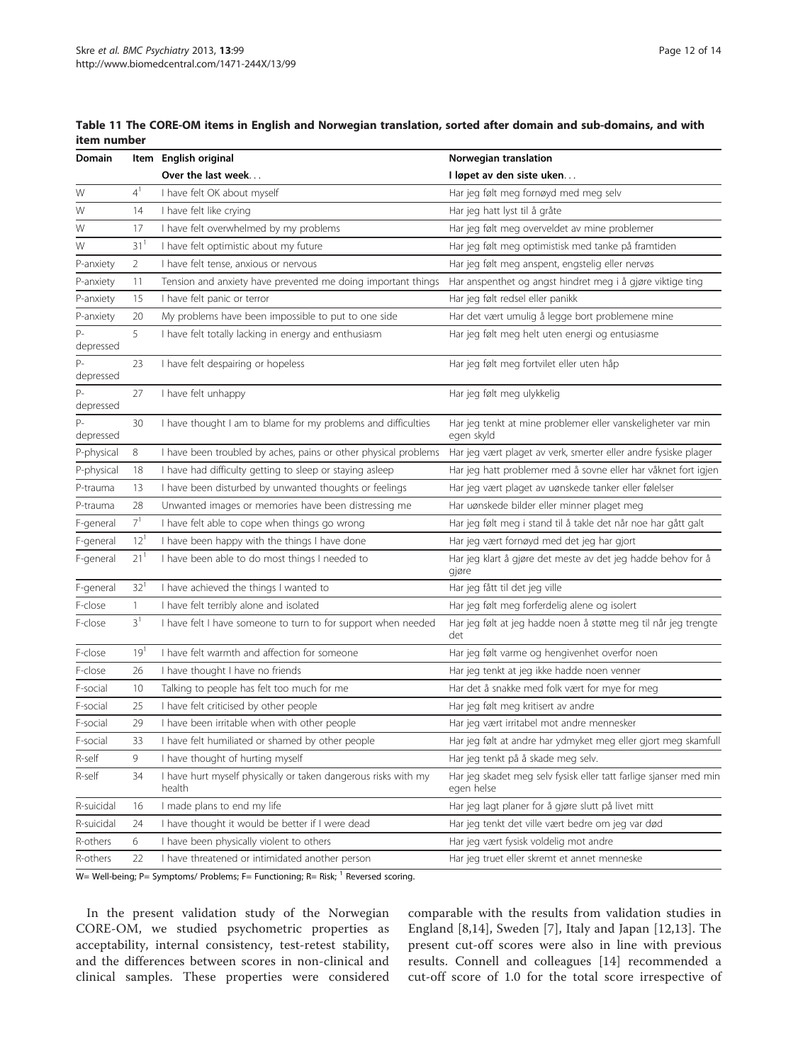**Table 11 The CORE-OM items in English and Norwegian translation, sorted after domain and sub-domains, and with item number**

| Domain | Item | English original | Norwegian translation |
|---|---|---|---|
| | | **Over the last week...** | **I løpet av den siste uken...** |
| W | 4[1] | I have felt OK about myself | Har jeg følt meg fornøyd med meg selv |
| W | 14 | I have felt like crying | Har jeg hatt lyst til å gråte |
| W | 17 | I have felt overwhelmed by my problems | Har jeg følt meg overveldet av mine problemer |
| W | 31[1] | I have felt optimistic about my future | Har jeg følt meg optimistisk med tanke på framtiden |
| P-anxiety | 2 | I have felt tense, anxious or nervous | Har jeg følt meg anspent, engstelig eller nervøs |
| P-anxiety | 11 | Tension and anxiety have prevented me doing important things | Har anspenthet og angst hindret meg i å gjøre viktige ting |
| P-anxiety | 15 | I have felt panic or terror | Har jeg følt redsel eller panikk |
| P-anxiety | 20 | My problems have been impossible to put to one side | Har det vært umulig å legge bort problemene mine |
| P-depressed | 5 | I have felt totally lacking in energy and enthusiasm | Har jeg følt meg helt uten energi og entusiasme |
| P-depressed | 23 | I have felt despairing or hopeless | Har jeg følt meg fortvilet eller uten håp |
| P-depressed | 27 | I have felt unhappy | Har jeg følt meg ulykkelig |
| P-depressed | 30 | I have thought I am to blame for my problems and difficulties | Har jeg tenkt at mine problemer eller vanskeligheter var min egen skyld |
| P-physical | 8 | I have been troubled by aches, pains or other physical problems | Har jeg vært plaget av verk, smerter eller andre fysiske plager |
| P-physical | 18 | I have had difficulty getting to sleep or staying asleep | Har jeg hatt problemer med å sovne eller har våknet fort igjen |
| P-trauma | 13 | I have been disturbed by unwanted thoughts or feelings | Har jeg vært plaget av uønskede tanker eller følelser |
| P-trauma | 28 | Unwanted images or memories have been distressing me | Har uønskede bilder eller minner plaget meg |
| F-general | 7[1] | I have felt able to cope when things go wrong | Har jeg følt meg i stand til å takle det når noe har gått galt |
| F-general | 12[1] | I have been happy with the things I have done | Har jeg vært fornøyd med det jeg har gjort |
| F-general | 21[1] | I have been able to do most things I needed to | Har jeg klart å gjøre det meste av det jeg hadde behov for å gjøre |
| F-general | 32[1] | I have achieved the things I wanted to | Har jeg fått til det jeg ville |
| F-close | 1 | I have felt terribly alone and isolated | Har jeg følt meg forferdelig alene og isolert |
| F-close | 3[1] | I have felt I have someone to turn to for support when needed | Har jeg følt at jeg hadde noen å støtte meg til når jeg trengte det |
| F-close | 19[1] | I have felt warmth and affection for someone | Har jeg følt varme og hengivenhet overfor noen |
| F-close | 26 | I have thought I have no friends | Har jeg tenkt at jeg ikke hadde noen venner |
| F-social | 10 | Talking to people has felt too much for me | Har det å snakke med folk vært for mye for meg |
| F-social | 25 | I have felt criticised by other people | Har jeg følt meg kritisert av andre |
| F-social | 29 | I have been irritable when with other people | Har jeg vært irritabel mot andre mennesker |
| F-social | 33 | I have felt humiliated or shamed by other people | Har jeg følt at andre har ydmyket meg eller gjort meg skamfull |
| R-self | 9 | I have thought of hurting myself | Har jeg tenkt på å skade meg selv. |
| R-self | 34 | I have hurt myself physically or taken dangerous risks with my health | Har jeg skadet meg selv fysisk eller tatt farlige sjanser med min egen helse |
| R-suicidal | 16 | I made plans to end my life | Har jeg lagt planer for å gjøre slutt på livet mitt |
| R-suicidal | 24 | I have thought it would be better if I were dead | Har jeg tenkt det ville vært bedre om jeg var død |
| R-others | 6 | I have been physically violent to others | Har jeg vært fysisk voldelig mot andre |
| R-others | 22 | I have threatened or intimidated another person | Har jeg truet eller skremt et annet menneske |

W= Well-being; P= Symptoms/ Problems; F= Functioning; R= Risk; [1] Reversed scoring.

In the present validation study of the Norwegian CORE-OM, we studied psychometric properties as acceptability, internal consistency, test-retest stability, and the differences between scores in non-clinical and clinical samples. These properties were considered comparable with the results from validation studies in England [8,14], Sweden [7], Italy and Japan [12,13]. The present cut-off scores were also in line with previous results. Connell and colleagues [14] recommended a cut-off score of 1.0 for the total score irrespective of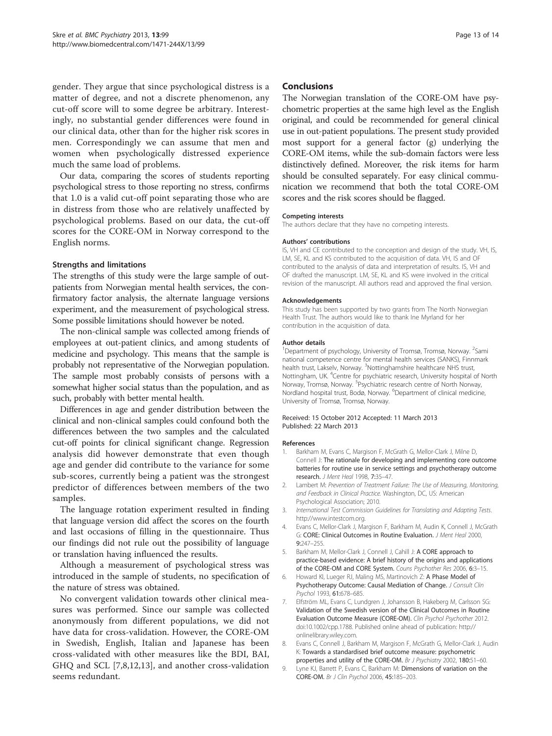gender. They argue that since psychological distress is a matter of degree, and not a discrete phenomenon, any cut-off score will to some degree be arbitrary. Interestingly, no substantial gender differences were found in our clinical data, other than for the higher risk scores in men. Correspondingly we can assume that men and women when psychologically distressed experience much the same load of problems.

Our data, comparing the scores of students reporting psychological stress to those reporting no stress, confirms that 1.0 is a valid cut-off point separating those who are in distress from those who are relatively unaffected by psychological problems. Based on our data, the cut-off scores for the CORE-OM in Norway correspond to the English norms.

### Strengths and limitations

The strengths of this study were the large sample of out-patients from Norwegian mental health services, the confirmatory factor analysis, the alternate language versions experiment, and the measurement of psychological stress. Some possible limitations should however be noted.

The non-clinical sample was collected among friends of employees at out-patient clinics, and among students of medicine and psychology. This means that the sample is probably not representative of the Norwegian population. The sample most probably consists of persons with a somewhat higher social status than the population, and as such, probably with better mental health.

Differences in age and gender distribution between the clinical and non-clinical samples could confound both the differences between the two samples and the calculated cut-off points for clinical significant change. Regression analysis did however demonstrate that even though age and gender did contribute to the variance for some sub-scores, currently being a patient was the strongest predictor of differences between members of the two samples.

The language rotation experiment resulted in finding that language version did affect the scores on the fourth and last occasions of filling in the questionnaire. Thus our findings did not rule out the possibility of language or translation having influenced the results.

Although a measurement of psychological stress was introduced in the sample of students, no specification of the nature of stress was obtained.

No convergent validation towards other clinical measures was performed. Since our sample was collected anonymously from different populations, we did not have data for cross-validation. However, the CORE-OM in Swedish, English, Italian and Japanese has been cross-validated with other measures like the BDI, BAI, GHQ and SCL [7,8,12,13], and another cross-validation seems redundant.

## Conclusions

The Norwegian translation of the CORE-OM have psychometric properties at the same high level as the English original, and could be recommended for general clinical use in out-patient populations. The present study provided most support for a general factor (g) underlying the CORE-OM items, while the sub-domain factors were less distinctively defined. Moreover, the risk items for harm should be consulted separately. For easy clinical communication we recommend that both the total CORE-OM scores and the risk scores should be flagged.

#### Competing interests

The authors declare that they have no competing interests.

#### Authors' contributions

IS, VH and CE contributed to the conception and design of the study. VH, IS, LM, SE, KL and KS contributed to the acquisition of data. VH, IS and OF contributed to the analysis of data and interpretation of results. IS, VH and OF drafted the manuscript. LM, SE, KL and KS were involved in the critical revision of the manuscript. All authors read and approved the final version.

#### Acknowledgements

This study has been supported by two grants from The North Norwegian Health Trust. The authors would like to thank Ine Myrland for her contribution in the acquisition of data.

#### Author details

[1]Department of psychology, University of Tromsø, Tromsø, Norway. [2]Sami national competence centre for mental health services (SANKS), Finnmark health trust, Lakselv, Norway. [3]Nottinghamshire healthcare NHS trust, Nottingham, UK. [4]Centre for psychiatric research, University hospital of North Norway, Tromsø, Norway. [5]Psychiatric research centre of North Norway, Nordland hospital trust, Bodø, Norway. [6]Department of clinical medicine, University of Tromsø, Tromsø, Norway.

Received: 15 October 2012 Accepted: 11 March 2013
Published: 22 March 2013

#### References

1. Barkham M, Evans C, Margison F, McGrath G, Mellor-Clark J, Milne D, Connell J: **The rationale for developing and implementing core outcome batteries for routine use in service settings and psychotherapy outcome research.** *J Ment Heal* 1998, **7:**35–47.
2. Lambert M: *Prevention of Treatment Failure: The Use of Measuring, Monitoring, and Feedback in Clinical Practice.* Washington, DC, US: American Psychological Association; 2010.
3. *International Test Commission Guidelines for Translating and Adapting Tests.* http://www.intestcom.org.
4. Evans C, Mellor-Clark J, Margison F, Barkham M, Audin K, Connell J, McGrath G: **CORE: Clinical Outcomes in Routine Evaluation.** *J Ment Heal* 2000, **9:**247–255.
5. Barkham M, Mellor-Clark J, Connell J, Cahill J: **A CORE approach to practice-based evidence: A brief history of the origins and applications of the CORE-OM and CORE System.** *Couns Psychother Res* 2006, **6:**3–15.
6. Howard KI, Lueger RJ, Maling MS, Martinovich Z: **A Phase Model of Psychotherapy Outcome: Causal Mediation of Change.** *J Consult Clin Psychol* 1993, **61:**678–685.
7. Elfström ML, Evans C, Lundgren J, Johansson B, Hakeberg M, Carlsson SG: **Validation of the Swedish version of the Clinical Outcomes in Routine Evaluation Outcome Measure (CORE-OM).** *Clin Psychol Psychother* 2012. doi:10.1002/cpp.1788. Published online ahead of publication: http://onlinelibrary.wiley.com.
8. Evans C, Connell J, Barkham M, Margison F, McGrath G, Mellor-Clark J, Audin K: **Towards a standardised brief outcome measure: psychometric properties and utility of the CORE-OM.** *Br J Psychiatry* 2002, 180:51–60.
9. Lyne KJ, Barrett P, Evans C, Barkham M: **Dimensions of variation on the CORE-OM.** *Br J Clin Psychol* 2006, **45:**185–203.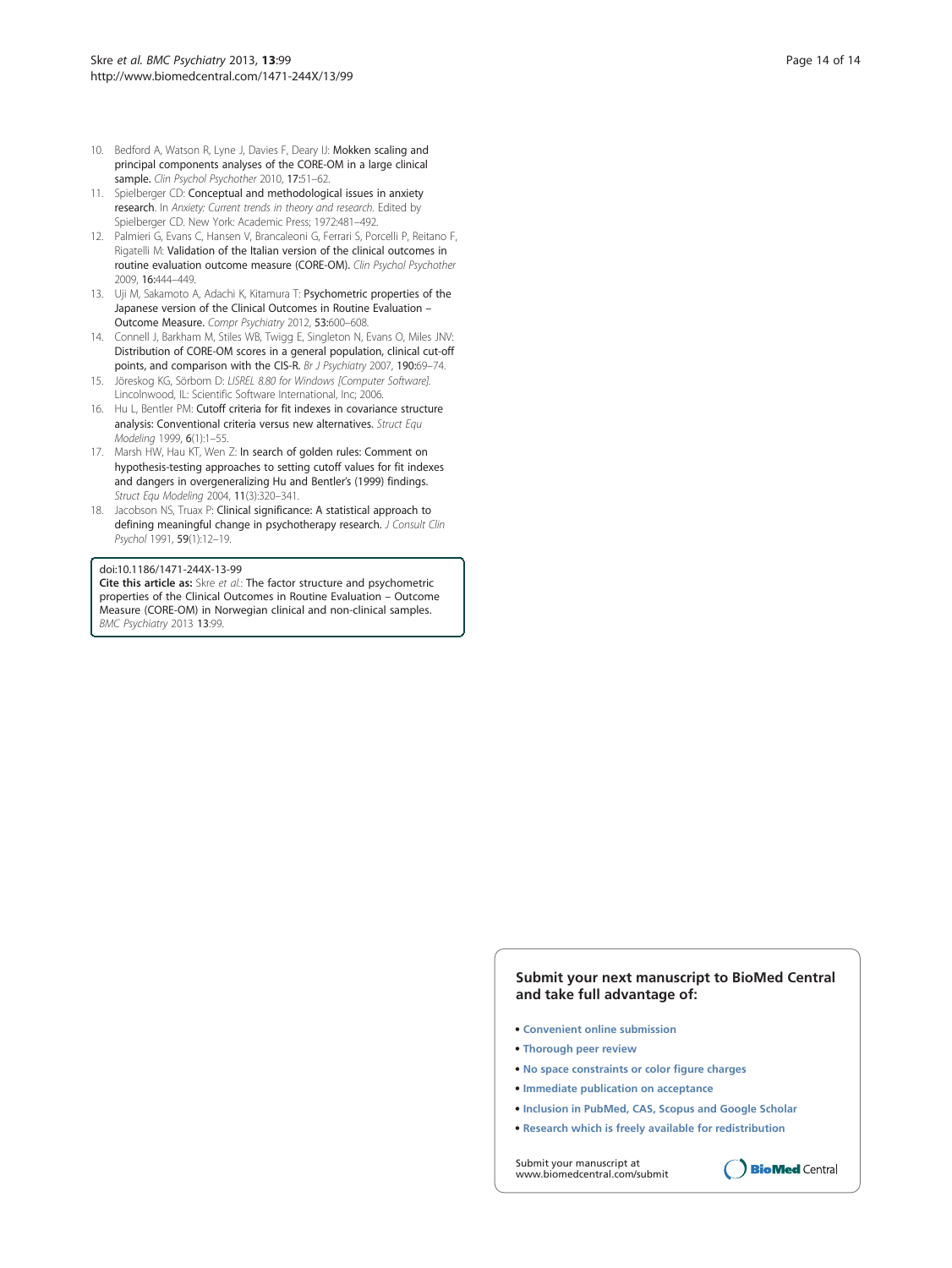10. Bedford A, Watson R, Lyne J, Davies F, Deary IJ: **Mokken scaling and principal components analyses of the CORE-OM in a large clinical sample.** *Clin Psychol Psychother* 2010, **17:**51–62.
11. Spielberger CD: **Conceptual and methodological issues in anxiety research**. In *Anxiety: Current trends in theory and research*. Edited by Spielberger CD. New York: Academic Press; 1972:481–492.
12. Palmieri G, Evans C, Hansen V, Brancaleoni G, Ferrari S, Porcelli P, Reitano F, Rigatelli M: **Validation of the Italian version of the clinical outcomes in routine evaluation outcome measure (CORE-OM).** *Clin Psychol Psychother* 2009, **16:**444–449.
13. Uji M, Sakamoto A, Adachi K, Kitamura T: **Psychometric properties of the Japanese version of the Clinical Outcomes in Routine Evaluation – Outcome Measure.** *Compr Psychiatry* 2012, **53:**600–608.
14. Connell J, Barkham M, Stiles WB, Twigg E, Singleton N, Evans O, Miles JNV: **Distribution of CORE-OM scores in a general population, clinical cut-off points, and comparison with the CIS-R.** *Br J Psychiatry* 2007, **190:**69–74.
15. Jöreskog KG, Sörbom D: *LISREL 8.80 for Windows [Computer Software]*. Lincolnwood, IL: Scientific Software International, Inc; 2006.
16. Hu L, Bentler PM: **Cutoff criteria for fit indexes in covariance structure analysis: Conventional criteria versus new alternatives.** *Struct Equ Modeling* 1999, **6**(1):1–55.
17. Marsh HW, Hau KT, Wen Z: **In search of golden rules: Comment on hypothesis-testing approaches to setting cutoff values for fit indexes and dangers in overgeneralizing Hu and Bentler's (1999) findings.** *Struct Equ Modeling* 2004, **11**(3):320–341.
18. Jacobson NS, Truax P: **Clinical significance: A statistical approach to defining meaningful change in psychotherapy research.** *J Consult Clin Psychol* 1991, **59**(1):12–19.

doi:10.1186/1471-244X-13-99
**Cite this article as:** Skre *et al.*: The factor structure and psychometric properties of the Clinical Outcomes in Routine Evaluation – Outcome Measure (CORE-OM) in Norwegian clinical and non-clinical samples. *BMC Psychiatry* 2013 **13**:99.

**Submit your next manuscript to BioMed Central and take full advantage of:**

- **Convenient online submission**
- **Thorough peer review**
- **No space constraints or color figure charges**
- **Immediate publication on acceptance**
- **Inclusion in PubMed, CAS, Scopus and Google Scholar**
- **Research which is freely available for redistribution**

Submit your manuscript at
www.biomedcentral.com/submit

BioMed Central